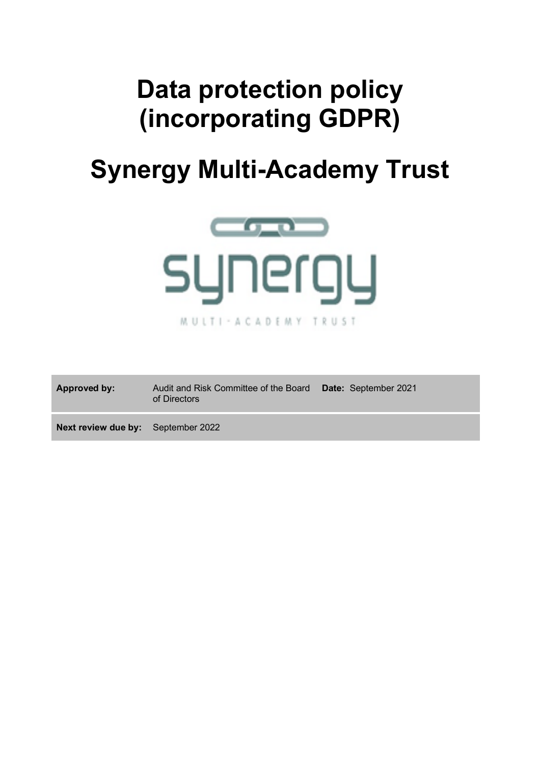# Data protection policy (incorporating GDPR)

# Synergy Multi-Academy Trust

| | | | |
|---|---|---|---|
| **Approved by:** | Audit and Risk Committee of the Board of Directors | **Date:** | September 2021 |
| **Next review due by:** | September 2022 | | |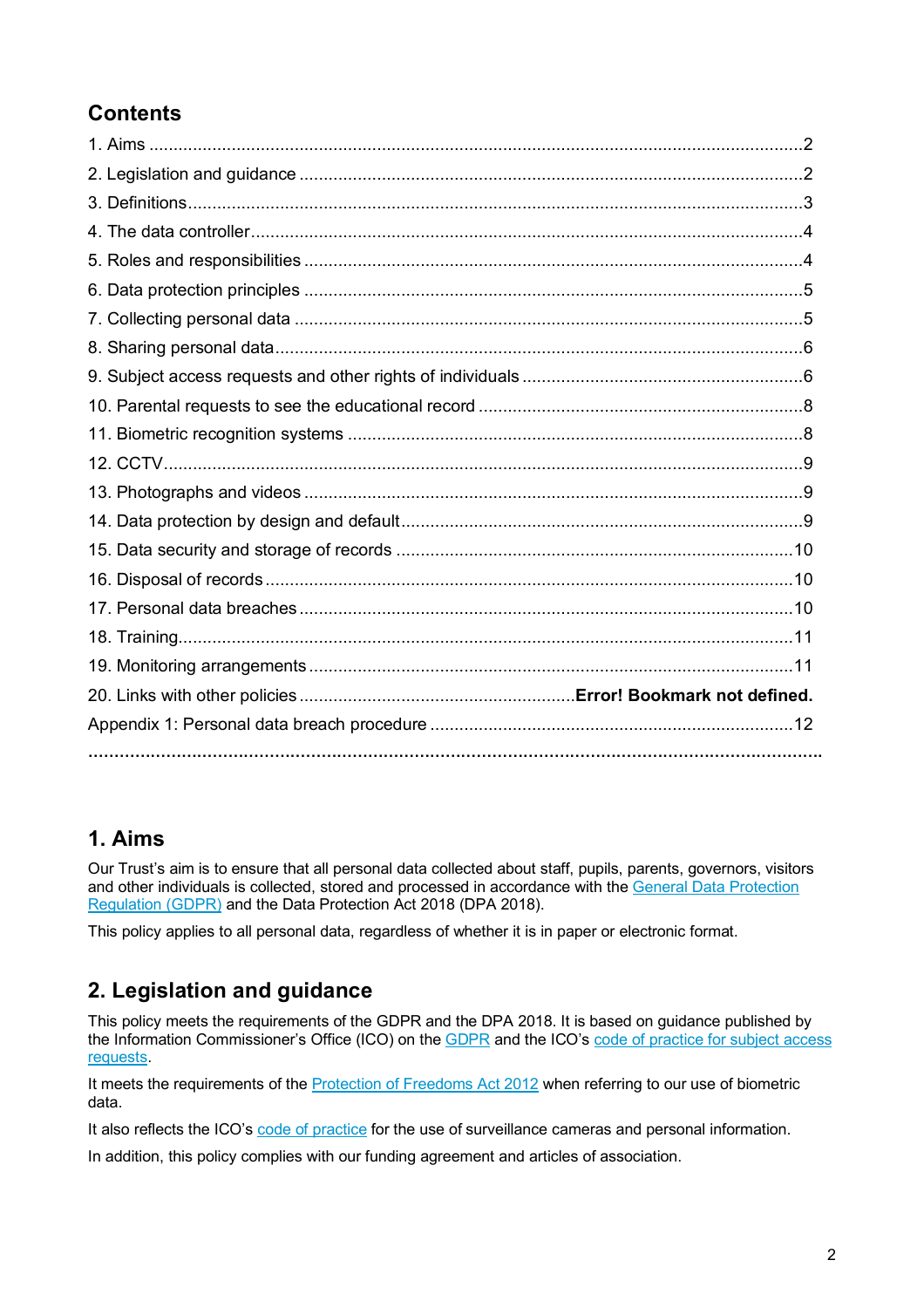## Contents

1. Aims ....................................................................................................................2
2. Legislation and guidance ......................................................................................2
3. Definitions.............................................................................................................3
4. The data controller................................................................................................4
5. Roles and responsibilities .....................................................................................4
6. Data protection principles .....................................................................................5
7. Collecting personal data .......................................................................................5
8. Sharing personal data...........................................................................................6
9. Subject access requests and other rights of individuals ........................................6
10. Parental requests to see the educational record ..................................................8
11. Biometric recognition systems .............................................................................8
12. CCTV...................................................................................................................9
13. Photographs and videos ......................................................................................9
14. Data protection by design and default..................................................................9
15. Data security and storage of records .................................................................10
16. Disposal of records ............................................................................................10
17. Personal data breaches .....................................................................................10
18. Training..............................................................................................................11
19. Monitoring arrangements ...................................................................................11
20. Links with other policies ........................................................**Error! Bookmark not defined.**

Appendix 1: Personal data breach procedure ..........................................................................12

## 1. Aims

Our Trust's aim is to ensure that all personal data collected about staff, pupils, parents, governors, visitors and other individuals is collected, stored and processed in accordance with the General Data Protection Regulation (GDPR) and the Data Protection Act 2018 (DPA 2018).

This policy applies to all personal data, regardless of whether it is in paper or electronic format.

## 2. Legislation and guidance

This policy meets the requirements of the GDPR and the DPA 2018. It is based on guidance published by the Information Commissioner's Office (ICO) on the GDPR and the ICO's code of practice for subject access requests.

It meets the requirements of the Protection of Freedoms Act 2012 when referring to our use of biometric data.

It also reflects the ICO's code of practice for the use of surveillance cameras and personal information.

In addition, this policy complies with our funding agreement and articles of association.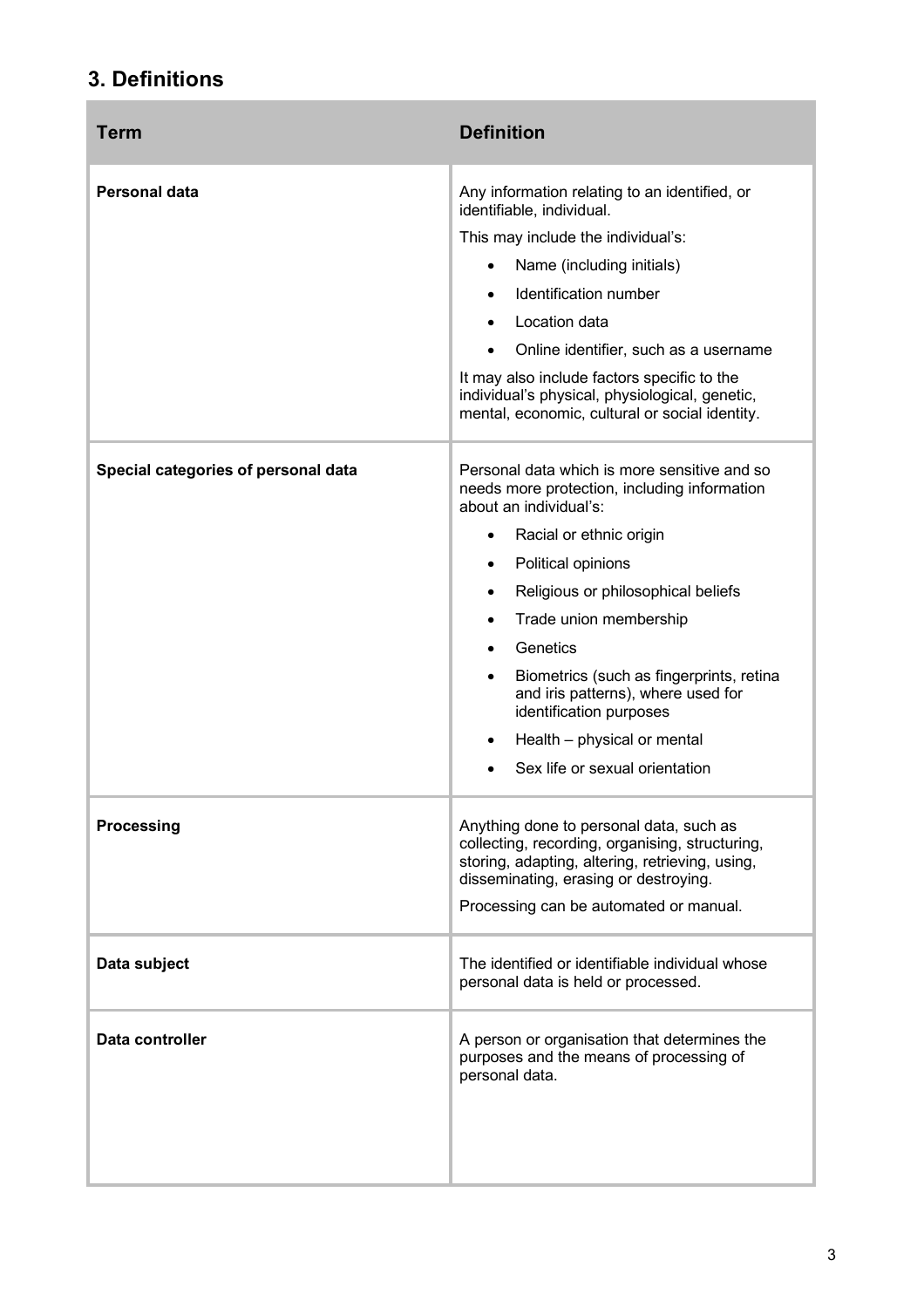## 3. Definitions

| Term | Definition |
|---|---|
| **Personal data** | Any information relating to an identified, or identifiable, individual.<br>This may include the individual's:<br>• Name (including initials)<br>• Identification number<br>• Location data<br>• Online identifier, such as a username<br>It may also include factors specific to the individual's physical, physiological, genetic, mental, economic, cultural or social identity. |
| **Special categories of personal data** | Personal data which is more sensitive and so needs more protection, including information about an individual's:<br>• Racial or ethnic origin<br>• Political opinions<br>• Religious or philosophical beliefs<br>• Trade union membership<br>• Genetics<br>• Biometrics (such as fingerprints, retina and iris patterns), where used for identification purposes<br>• Health – physical or mental<br>• Sex life or sexual orientation |
| **Processing** | Anything done to personal data, such as collecting, recording, organising, structuring, storing, adapting, altering, retrieving, using, disseminating, erasing or destroying.<br>Processing can be automated or manual. |
| **Data subject** | The identified or identifiable individual whose personal data is held or processed. |
| **Data controller** | A person or organisation that determines the purposes and the means of processing of personal data. |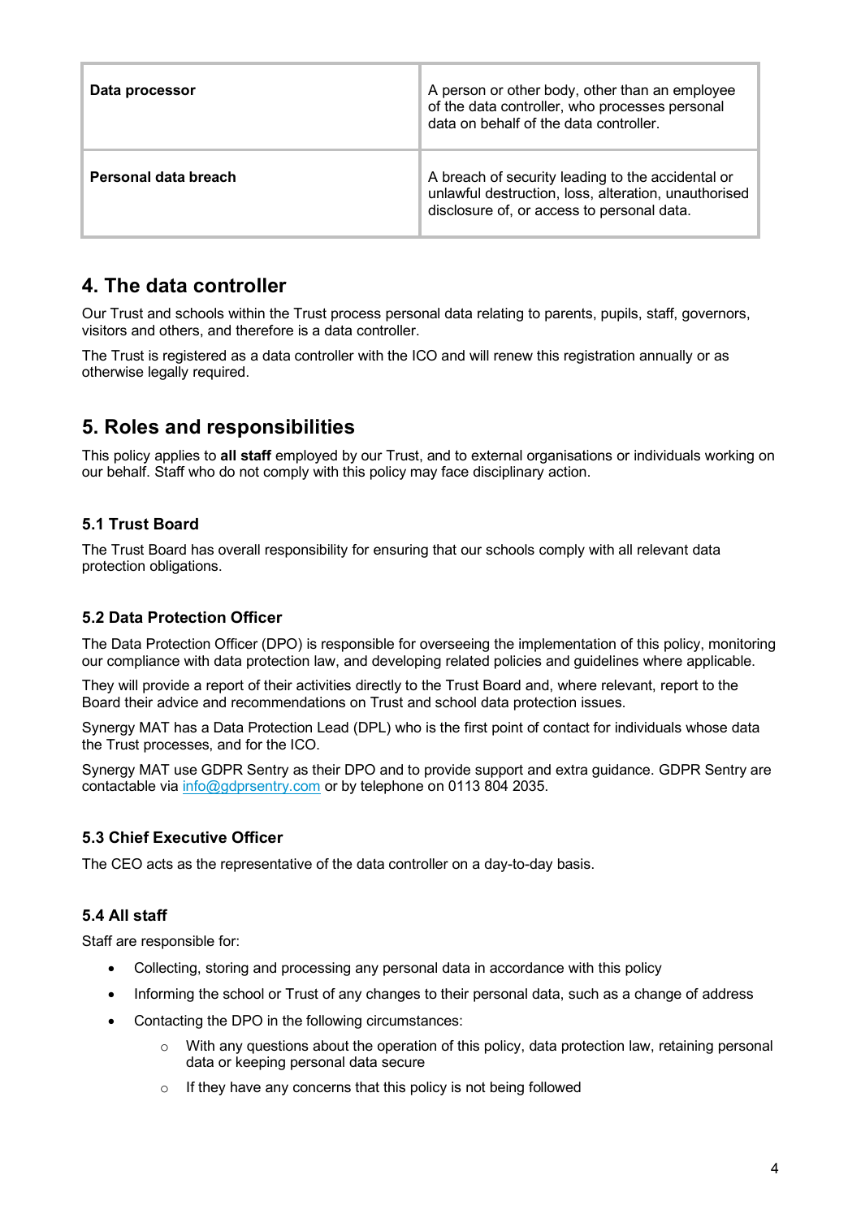| Data processor | A person or other body, other than an employee of the data controller, who processes personal data on behalf of the data controller. |
|---|---|
| **Personal data breach** | A breach of security leading to the accidental or unlawful destruction, loss, alteration, unauthorised disclosure of, or access to personal data. |

## 4. The data controller

Our Trust and schools within the Trust process personal data relating to parents, pupils, staff, governors, visitors and others, and therefore is a data controller.

The Trust is registered as a data controller with the ICO and will renew this registration annually or as otherwise legally required.

## 5. Roles and responsibilities

This policy applies to **all staff** employed by our Trust, and to external organisations or individuals working on our behalf. Staff who do not comply with this policy may face disciplinary action.

### 5.1 Trust Board

The Trust Board has overall responsibility for ensuring that our schools comply with all relevant data protection obligations.

### 5.2 Data Protection Officer

The Data Protection Officer (DPO) is responsible for overseeing the implementation of this policy, monitoring our compliance with data protection law, and developing related policies and guidelines where applicable.

They will provide a report of their activities directly to the Trust Board and, where relevant, report to the Board their advice and recommendations on Trust and school data protection issues.

Synergy MAT has a Data Protection Lead (DPL) who is the first point of contact for individuals whose data the Trust processes, and for the ICO.

Synergy MAT use GDPR Sentry as their DPO and to provide support and extra guidance. GDPR Sentry are contactable via info@gdprsentry.com or by telephone on 0113 804 2035.

### 5.3 Chief Executive Officer

The CEO acts as the representative of the data controller on a day-to-day basis.

### 5.4 All staff

Staff are responsible for:

- Collecting, storing and processing any personal data in accordance with this policy
- Informing the school or Trust of any changes to their personal data, such as a change of address
- Contacting the DPO in the following circumstances:
    - With any questions about the operation of this policy, data protection law, retaining personal data or keeping personal data secure
    - If they have any concerns that this policy is not being followed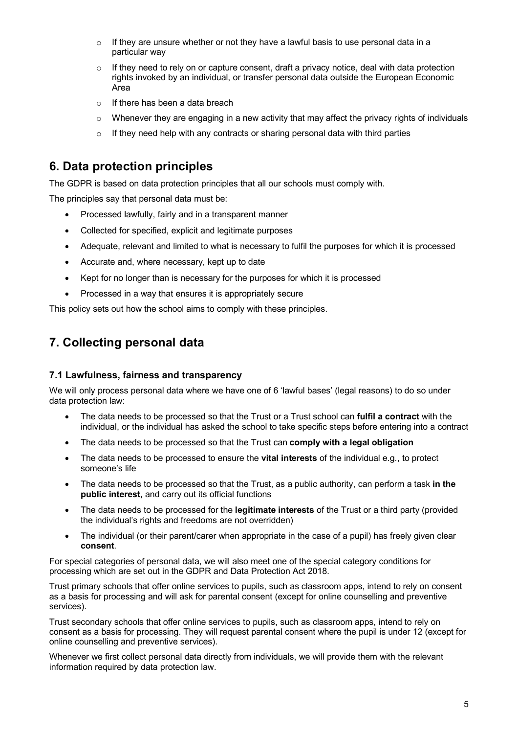- If they are unsure whether or not they have a lawful basis to use personal data in a particular way
- If they need to rely on or capture consent, draft a privacy notice, deal with data protection rights invoked by an individual, or transfer personal data outside the European Economic Area
- If there has been a data breach
- Whenever they are engaging in a new activity that may affect the privacy rights of individuals
- If they need help with any contracts or sharing personal data with third parties

## 6. Data protection principles

The GDPR is based on data protection principles that all our schools must comply with.

The principles say that personal data must be:

- Processed lawfully, fairly and in a transparent manner
- Collected for specified, explicit and legitimate purposes
- Adequate, relevant and limited to what is necessary to fulfil the purposes for which it is processed
- Accurate and, where necessary, kept up to date
- Kept for no longer than is necessary for the purposes for which it is processed
- Processed in a way that ensures it is appropriately secure

This policy sets out how the school aims to comply with these principles.

## 7. Collecting personal data

### 7.1 Lawfulness, fairness and transparency

We will only process personal data where we have one of 6 'lawful bases' (legal reasons) to do so under data protection law:

- The data needs to be processed so that the Trust or a Trust school can **fulfil a contract** with the individual, or the individual has asked the school to take specific steps before entering into a contract
- The data needs to be processed so that the Trust can **comply with a legal obligation**
- The data needs to be processed to ensure the **vital interests** of the individual e.g., to protect someone's life
- The data needs to be processed so that the Trust, as a public authority, can perform a task **in the public interest,** and carry out its official functions
- The data needs to be processed for the **legitimate interests** of the Trust or a third party (provided the individual's rights and freedoms are not overridden)
- The individual (or their parent/carer when appropriate in the case of a pupil) has freely given clear **consent**.

For special categories of personal data, we will also meet one of the special category conditions for processing which are set out in the GDPR and Data Protection Act 2018.

Trust primary schools that offer online services to pupils, such as classroom apps, intend to rely on consent as a basis for processing and will ask for parental consent (except for online counselling and preventive services).

Trust secondary schools that offer online services to pupils, such as classroom apps, intend to rely on consent as a basis for processing. They will request parental consent where the pupil is under 12 (except for online counselling and preventive services).

Whenever we first collect personal data directly from individuals, we will provide them with the relevant information required by data protection law.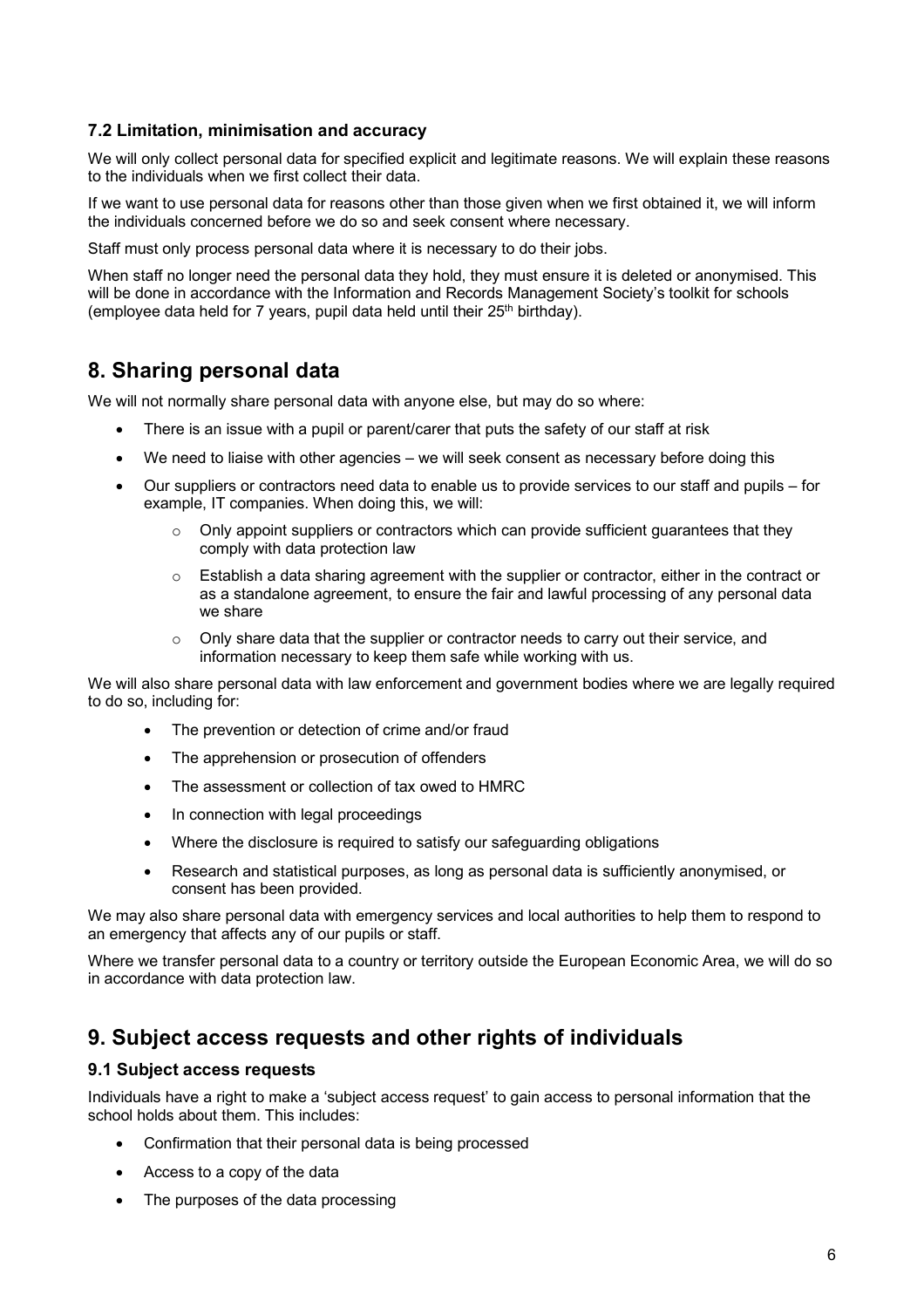### 7.2 Limitation, minimisation and accuracy

We will only collect personal data for specified explicit and legitimate reasons. We will explain these reasons to the individuals when we first collect their data.

If we want to use personal data for reasons other than those given when we first obtained it, we will inform the individuals concerned before we do so and seek consent where necessary.

Staff must only process personal data where it is necessary to do their jobs.

When staff no longer need the personal data they hold, they must ensure it is deleted or anonymised. This will be done in accordance with the Information and Records Management Society's toolkit for schools (employee data held for 7 years, pupil data held until their 25th birthday).

## 8. Sharing personal data

We will not normally share personal data with anyone else, but may do so where:

- There is an issue with a pupil or parent/carer that puts the safety of our staff at risk
- We need to liaise with other agencies – we will seek consent as necessary before doing this
- Our suppliers or contractors need data to enable us to provide services to our staff and pupils – for example, IT companies. When doing this, we will:
    - Only appoint suppliers or contractors which can provide sufficient guarantees that they comply with data protection law
    - Establish a data sharing agreement with the supplier or contractor, either in the contract or as a standalone agreement, to ensure the fair and lawful processing of any personal data we share
    - Only share data that the supplier or contractor needs to carry out their service, and information necessary to keep them safe while working with us.

We will also share personal data with law enforcement and government bodies where we are legally required to do so, including for:

- The prevention or detection of crime and/or fraud
- The apprehension or prosecution of offenders
- The assessment or collection of tax owed to HMRC
- In connection with legal proceedings
- Where the disclosure is required to satisfy our safeguarding obligations
- Research and statistical purposes, as long as personal data is sufficiently anonymised, or consent has been provided.

We may also share personal data with emergency services and local authorities to help them to respond to an emergency that affects any of our pupils or staff.

Where we transfer personal data to a country or territory outside the European Economic Area, we will do so in accordance with data protection law.

## 9. Subject access requests and other rights of individuals

### 9.1 Subject access requests

Individuals have a right to make a 'subject access request' to gain access to personal information that the school holds about them. This includes:

- Confirmation that their personal data is being processed
- Access to a copy of the data
- The purposes of the data processing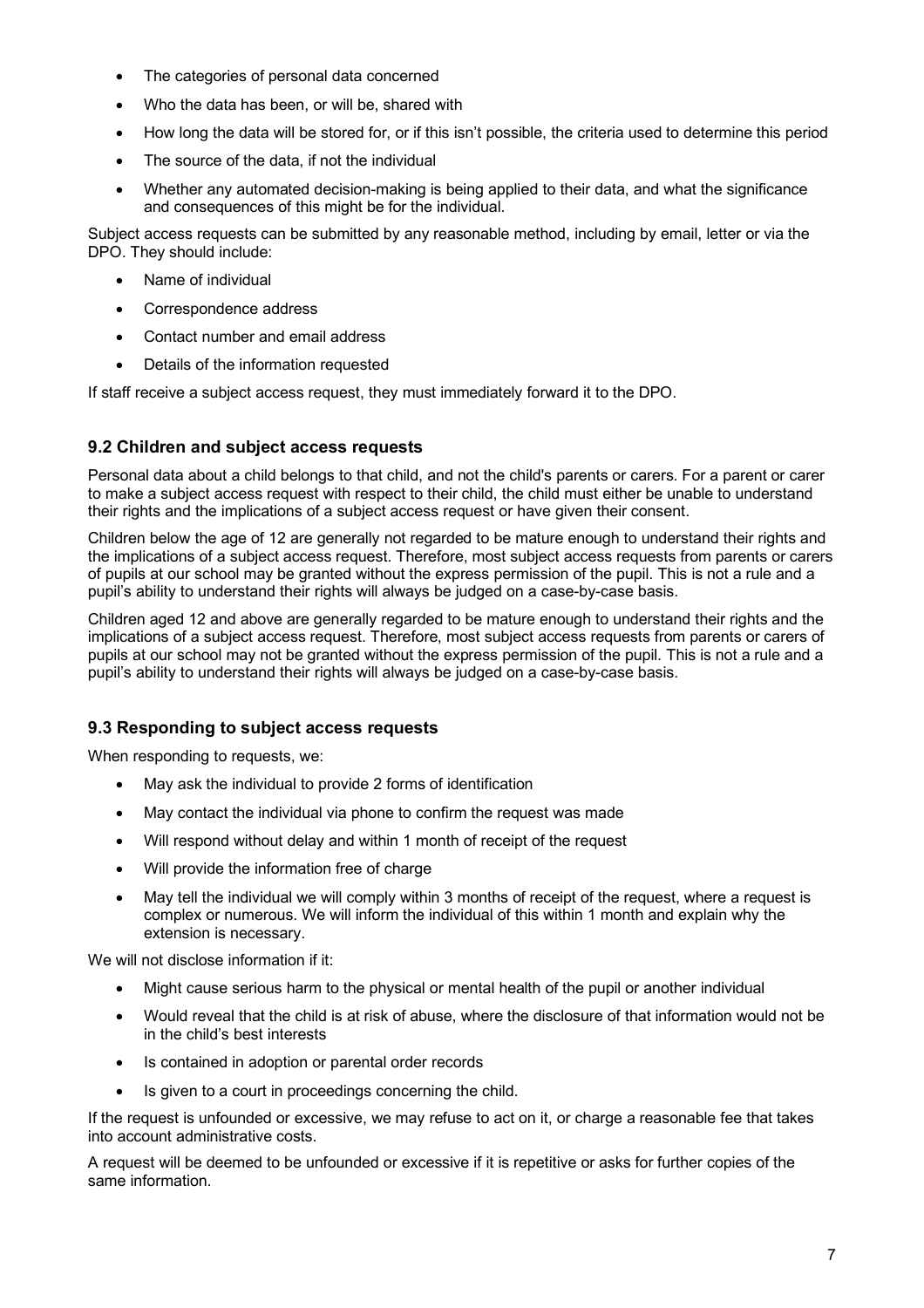- The categories of personal data concerned
- Who the data has been, or will be, shared with
- How long the data will be stored for, or if this isn't possible, the criteria used to determine this period
- The source of the data, if not the individual
- Whether any automated decision-making is being applied to their data, and what the significance and consequences of this might be for the individual.

Subject access requests can be submitted by any reasonable method, including by email, letter or via the DPO. They should include:

- Name of individual
- Correspondence address
- Contact number and email address
- Details of the information requested

If staff receive a subject access request, they must immediately forward it to the DPO.

### 9.2 Children and subject access requests

Personal data about a child belongs to that child, and not the child's parents or carers. For a parent or carer to make a subject access request with respect to their child, the child must either be unable to understand their rights and the implications of a subject access request or have given their consent.

Children below the age of 12 are generally not regarded to be mature enough to understand their rights and the implications of a subject access request. Therefore, most subject access requests from parents or carers of pupils at our school may be granted without the express permission of the pupil. This is not a rule and a pupil's ability to understand their rights will always be judged on a case-by-case basis.

Children aged 12 and above are generally regarded to be mature enough to understand their rights and the implications of a subject access request. Therefore, most subject access requests from parents or carers of pupils at our school may not be granted without the express permission of the pupil. This is not a rule and a pupil's ability to understand their rights will always be judged on a case-by-case basis.

### 9.3 Responding to subject access requests

When responding to requests, we:

- May ask the individual to provide 2 forms of identification
- May contact the individual via phone to confirm the request was made
- Will respond without delay and within 1 month of receipt of the request
- Will provide the information free of charge
- May tell the individual we will comply within 3 months of receipt of the request, where a request is complex or numerous. We will inform the individual of this within 1 month and explain why the extension is necessary.

We will not disclose information if it:

- Might cause serious harm to the physical or mental health of the pupil or another individual
- Would reveal that the child is at risk of abuse, where the disclosure of that information would not be in the child's best interests
- Is contained in adoption or parental order records
- Is given to a court in proceedings concerning the child.

If the request is unfounded or excessive, we may refuse to act on it, or charge a reasonable fee that takes into account administrative costs.

A request will be deemed to be unfounded or excessive if it is repetitive or asks for further copies of the same information.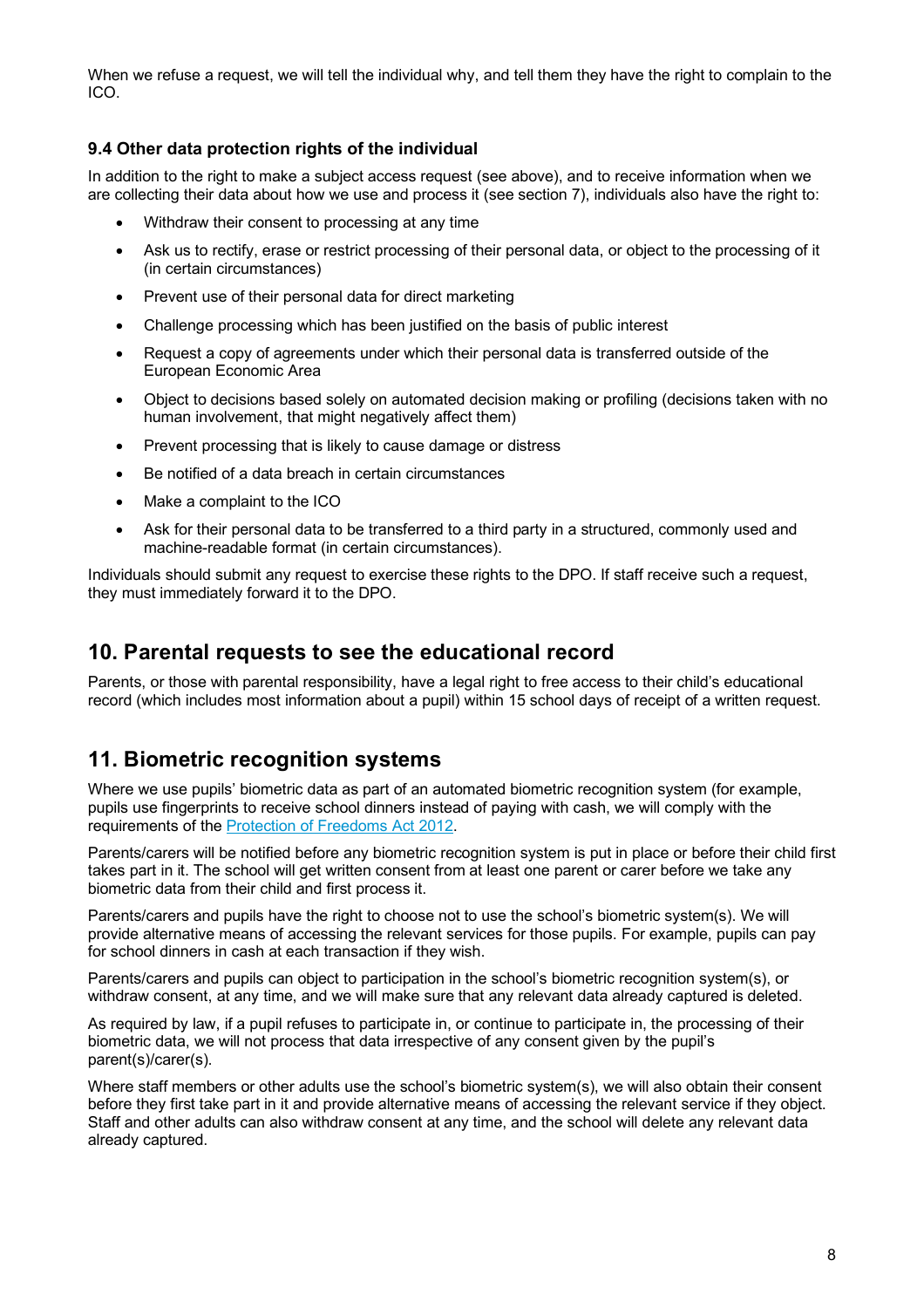When we refuse a request, we will tell the individual why, and tell them they have the right to complain to the ICO.

### 9.4 Other data protection rights of the individual

In addition to the right to make a subject access request (see above), and to receive information when we are collecting their data about how we use and process it (see section 7), individuals also have the right to:

- Withdraw their consent to processing at any time
- Ask us to rectify, erase or restrict processing of their personal data, or object to the processing of it (in certain circumstances)
- Prevent use of their personal data for direct marketing
- Challenge processing which has been justified on the basis of public interest
- Request a copy of agreements under which their personal data is transferred outside of the European Economic Area
- Object to decisions based solely on automated decision making or profiling (decisions taken with no human involvement, that might negatively affect them)
- Prevent processing that is likely to cause damage or distress
- Be notified of a data breach in certain circumstances
- Make a complaint to the ICO
- Ask for their personal data to be transferred to a third party in a structured, commonly used and machine-readable format (in certain circumstances).

Individuals should submit any request to exercise these rights to the DPO. If staff receive such a request, they must immediately forward it to the DPO.

## 10. Parental requests to see the educational record

Parents, or those with parental responsibility, have a legal right to free access to their child's educational record (which includes most information about a pupil) within 15 school days of receipt of a written request.

## 11. Biometric recognition systems

Where we use pupils' biometric data as part of an automated biometric recognition system (for example, pupils use fingerprints to receive school dinners instead of paying with cash, we will comply with the requirements of the [Protection of Freedoms Act 2012](#).

Parents/carers will be notified before any biometric recognition system is put in place or before their child first takes part in it. The school will get written consent from at least one parent or carer before we take any biometric data from their child and first process it.

Parents/carers and pupils have the right to choose not to use the school's biometric system(s). We will provide alternative means of accessing the relevant services for those pupils. For example, pupils can pay for school dinners in cash at each transaction if they wish.

Parents/carers and pupils can object to participation in the school's biometric recognition system(s), or withdraw consent, at any time, and we will make sure that any relevant data already captured is deleted.

As required by law, if a pupil refuses to participate in, or continue to participate in, the processing of their biometric data, we will not process that data irrespective of any consent given by the pupil's parent(s)/carer(s).

Where staff members or other adults use the school's biometric system(s), we will also obtain their consent before they first take part in it and provide alternative means of accessing the relevant service if they object. Staff and other adults can also withdraw consent at any time, and the school will delete any relevant data already captured.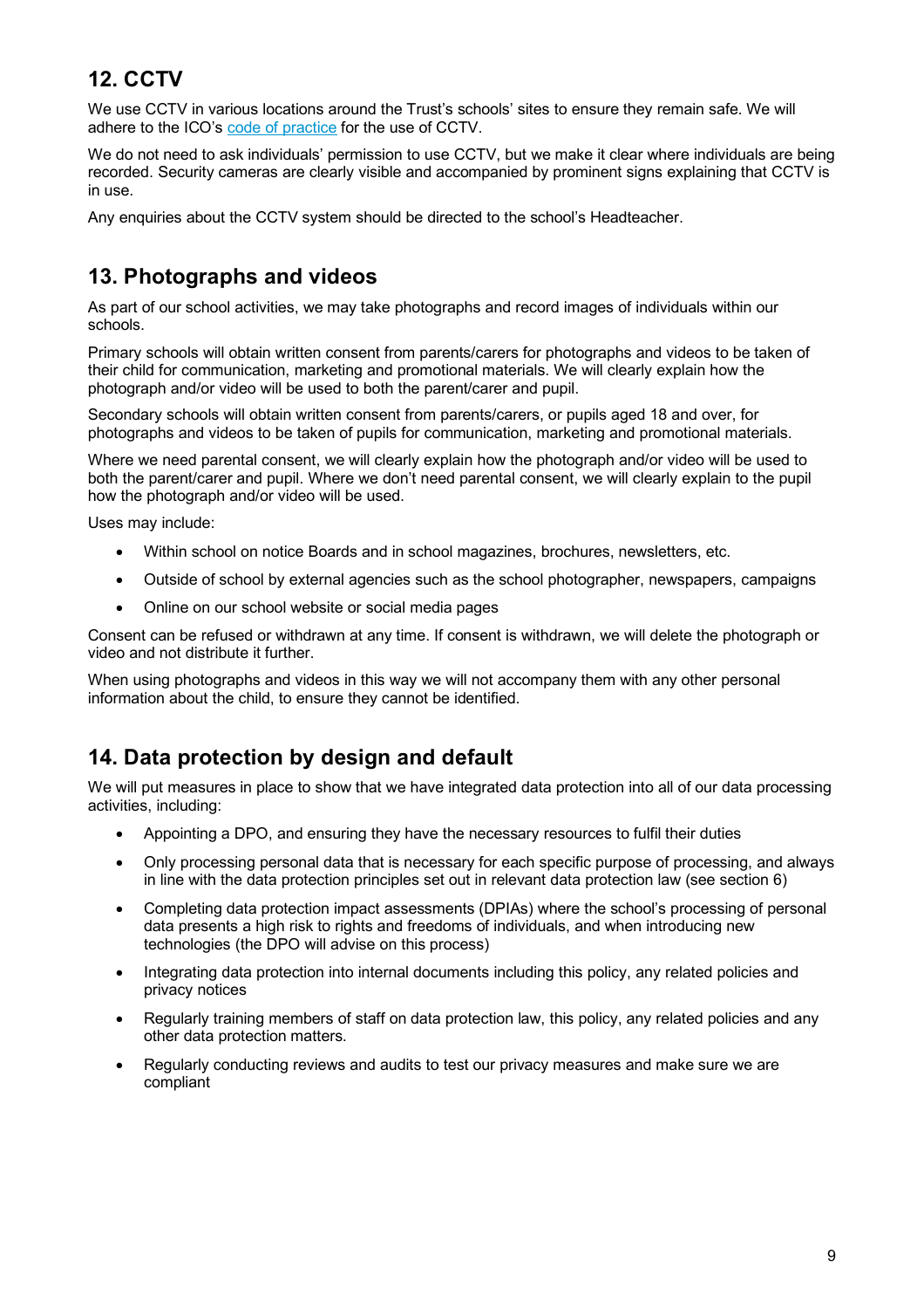## 12. CCTV

We use CCTV in various locations around the Trust's schools' sites to ensure they remain safe. We will adhere to the ICO's code of practice for the use of CCTV.

We do not need to ask individuals' permission to use CCTV, but we make it clear where individuals are being recorded. Security cameras are clearly visible and accompanied by prominent signs explaining that CCTV is in use.

Any enquiries about the CCTV system should be directed to the school's Headteacher.

## 13. Photographs and videos

As part of our school activities, we may take photographs and record images of individuals within our schools.

Primary schools will obtain written consent from parents/carers for photographs and videos to be taken of their child for communication, marketing and promotional materials. We will clearly explain how the photograph and/or video will be used to both the parent/carer and pupil.

Secondary schools will obtain written consent from parents/carers, or pupils aged 18 and over, for photographs and videos to be taken of pupils for communication, marketing and promotional materials.

Where we need parental consent, we will clearly explain how the photograph and/or video will be used to both the parent/carer and pupil. Where we don't need parental consent, we will clearly explain to the pupil how the photograph and/or video will be used.

Uses may include:

- Within school on notice Boards and in school magazines, brochures, newsletters, etc.
- Outside of school by external agencies such as the school photographer, newspapers, campaigns
- Online on our school website or social media pages

Consent can be refused or withdrawn at any time. If consent is withdrawn, we will delete the photograph or video and not distribute it further.

When using photographs and videos in this way we will not accompany them with any other personal information about the child, to ensure they cannot be identified.

## 14. Data protection by design and default

We will put measures in place to show that we have integrated data protection into all of our data processing activities, including:

- Appointing a DPO, and ensuring they have the necessary resources to fulfil their duties
- Only processing personal data that is necessary for each specific purpose of processing, and always in line with the data protection principles set out in relevant data protection law (see section 6)
- Completing data protection impact assessments (DPIAs) where the school's processing of personal data presents a high risk to rights and freedoms of individuals, and when introducing new technologies (the DPO will advise on this process)
- Integrating data protection into internal documents including this policy, any related policies and privacy notices
- Regularly training members of staff on data protection law, this policy, any related policies and any other data protection matters.
- Regularly conducting reviews and audits to test our privacy measures and make sure we are compliant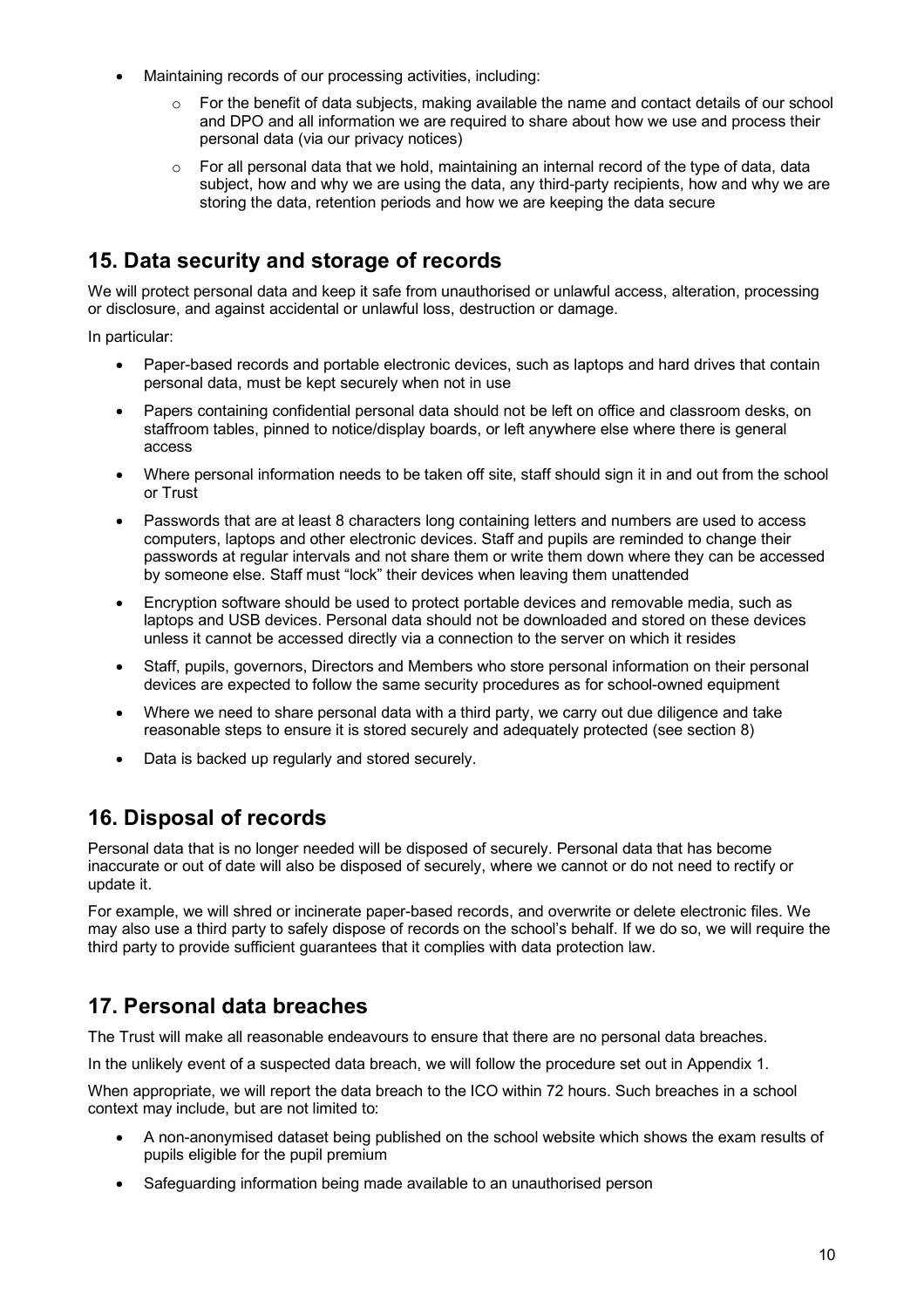- Maintaining records of our processing activities, including:
    - For the benefit of data subjects, making available the name and contact details of our school and DPO and all information we are required to share about how we use and process their personal data (via our privacy notices)
    - For all personal data that we hold, maintaining an internal record of the type of data, data subject, how and why we are using the data, any third-party recipients, how and why we are storing the data, retention periods and how we are keeping the data secure

## 15. Data security and storage of records

We will protect personal data and keep it safe from unauthorised or unlawful access, alteration, processing or disclosure, and against accidental or unlawful loss, destruction or damage.

In particular:

- Paper-based records and portable electronic devices, such as laptops and hard drives that contain personal data, must be kept securely when not in use
- Papers containing confidential personal data should not be left on office and classroom desks, on staffroom tables, pinned to notice/display boards, or left anywhere else where there is general access
- Where personal information needs to be taken off site, staff should sign it in and out from the school or Trust
- Passwords that are at least 8 characters long containing letters and numbers are used to access computers, laptops and other electronic devices. Staff and pupils are reminded to change their passwords at regular intervals and not share them or write them down where they can be accessed by someone else. Staff must "lock" their devices when leaving them unattended
- Encryption software should be used to protect portable devices and removable media, such as laptops and USB devices. Personal data should not be downloaded and stored on these devices unless it cannot be accessed directly via a connection to the server on which it resides
- Staff, pupils, governors, Directors and Members who store personal information on their personal devices are expected to follow the same security procedures as for school-owned equipment
- Where we need to share personal data with a third party, we carry out due diligence and take reasonable steps to ensure it is stored securely and adequately protected (see section 8)
- Data is backed up regularly and stored securely.

## 16. Disposal of records

Personal data that is no longer needed will be disposed of securely. Personal data that has become inaccurate or out of date will also be disposed of securely, where we cannot or do not need to rectify or update it.

For example, we will shred or incinerate paper-based records, and overwrite or delete electronic files. We may also use a third party to safely dispose of records on the school's behalf. If we do so, we will require the third party to provide sufficient guarantees that it complies with data protection law.

## 17. Personal data breaches

The Trust will make all reasonable endeavours to ensure that there are no personal data breaches.

In the unlikely event of a suspected data breach, we will follow the procedure set out in Appendix 1.

When appropriate, we will report the data breach to the ICO within 72 hours. Such breaches in a school context may include, but are not limited to:

- A non-anonymised dataset being published on the school website which shows the exam results of pupils eligible for the pupil premium
- Safeguarding information being made available to an unauthorised person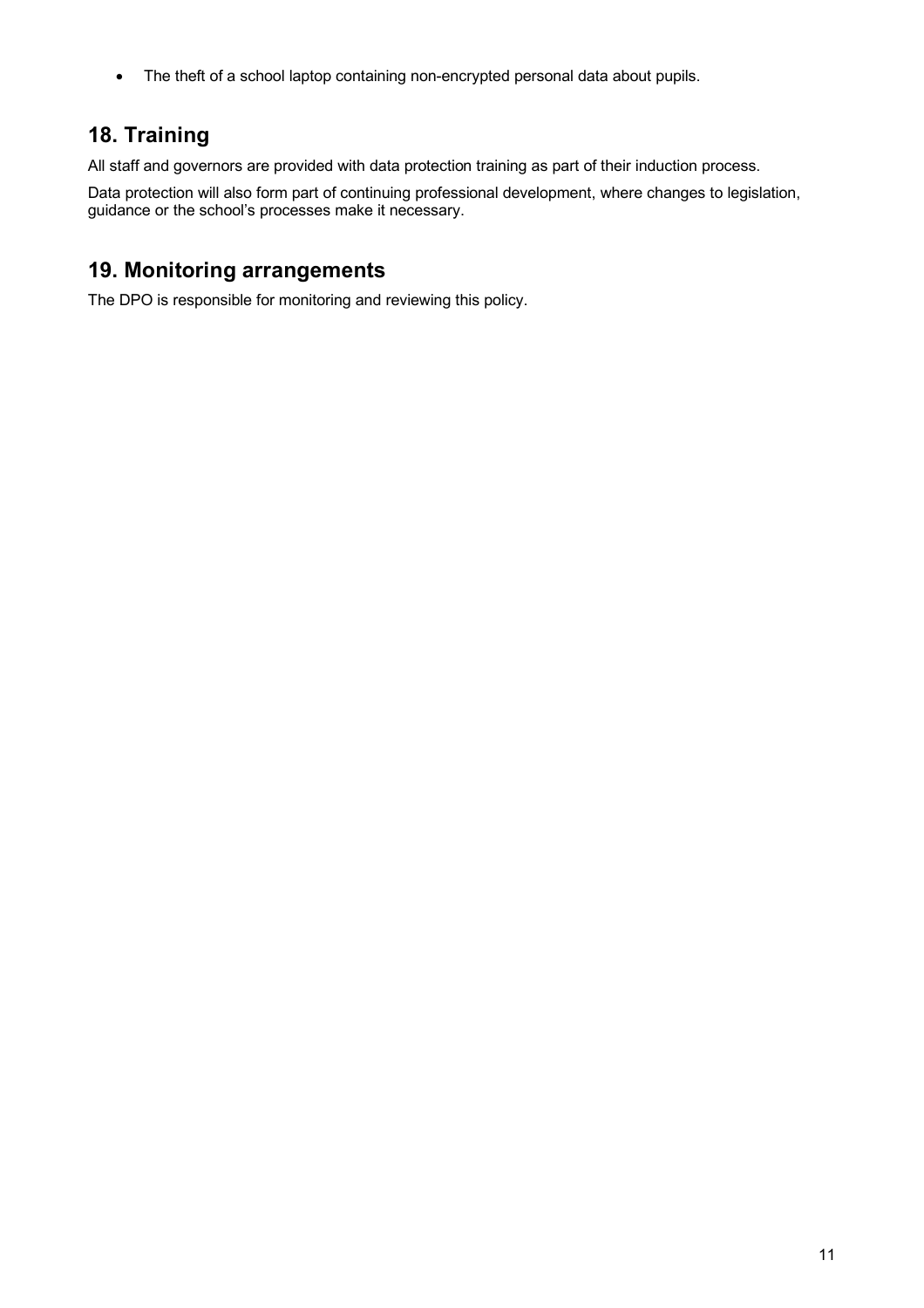- The theft of a school laptop containing non-encrypted personal data about pupils.

## 18. Training

All staff and governors are provided with data protection training as part of their induction process.

Data protection will also form part of continuing professional development, where changes to legislation, guidance or the school's processes make it necessary.

## 19. Monitoring arrangements

The DPO is responsible for monitoring and reviewing this policy.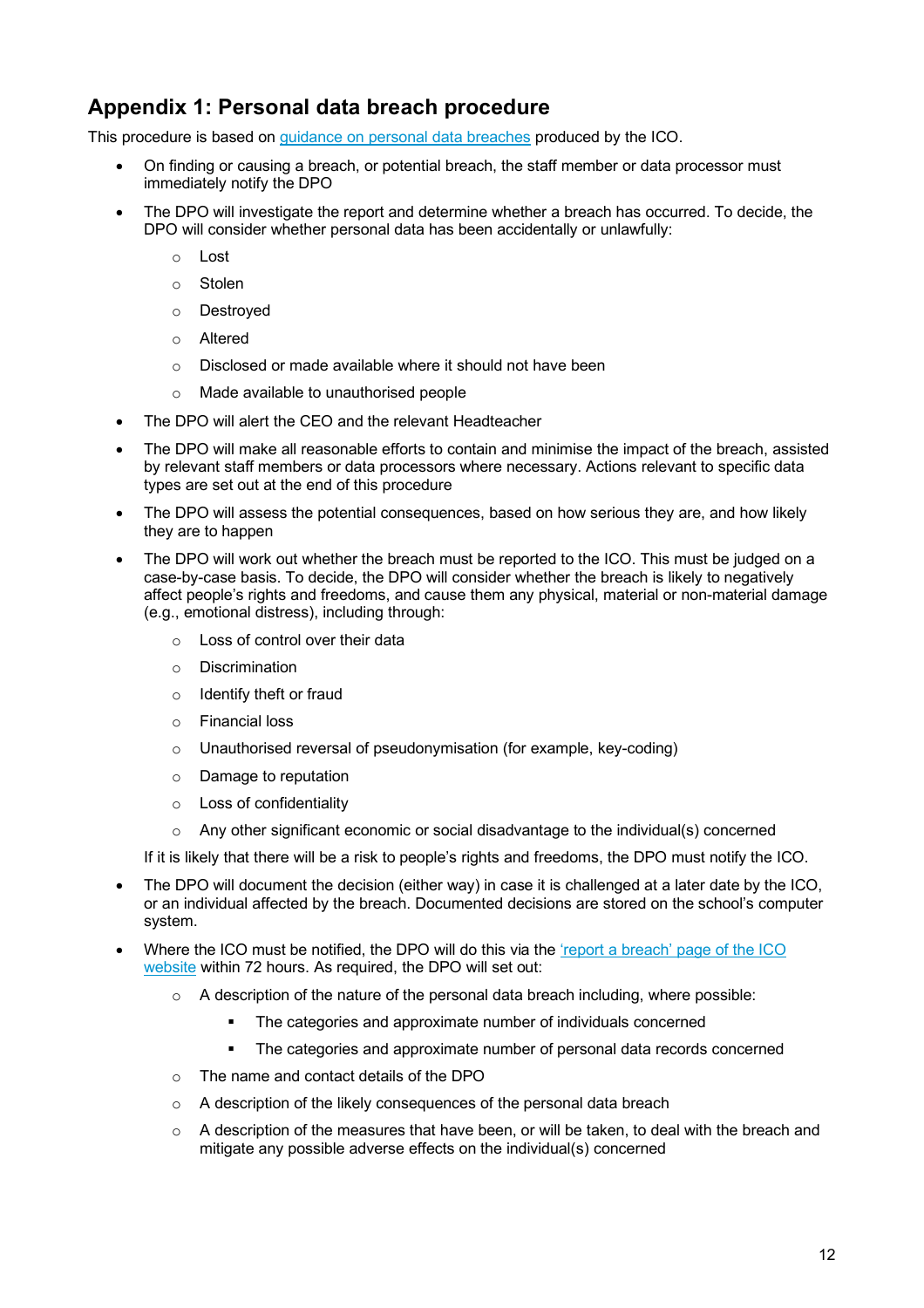## Appendix 1: Personal data breach procedure

This procedure is based on [guidance on personal data breaches](#) produced by the ICO.

- On finding or causing a breach, or potential breach, the staff member or data processor must immediately notify the DPO
- The DPO will investigate the report and determine whether a breach has occurred. To decide, the DPO will consider whether personal data has been accidentally or unlawfully:
    - Lost
    - Stolen
    - Destroyed
    - Altered
    - Disclosed or made available where it should not have been
    - Made available to unauthorised people
- The DPO will alert the CEO and the relevant Headteacher
- The DPO will make all reasonable efforts to contain and minimise the impact of the breach, assisted by relevant staff members or data processors where necessary. Actions relevant to specific data types are set out at the end of this procedure
- The DPO will assess the potential consequences, based on how serious they are, and how likely they are to happen
- The DPO will work out whether the breach must be reported to the ICO. This must be judged on a case-by-case basis. To decide, the DPO will consider whether the breach is likely to negatively affect people's rights and freedoms, and cause them any physical, material or non-material damage (e.g., emotional distress), including through:
    - Loss of control over their data
    - Discrimination
    - Identify theft or fraud
    - Financial loss
    - Unauthorised reversal of pseudonymisation (for example, key-coding)
    - Damage to reputation
    - Loss of confidentiality
    - Any other significant economic or social disadvantage to the individual(s) concerned

  If it is likely that there will be a risk to people's rights and freedoms, the DPO must notify the ICO.
- The DPO will document the decision (either way) in case it is challenged at a later date by the ICO, or an individual affected by the breach. Documented decisions are stored on the school's computer system.
- Where the ICO must be notified, the DPO will do this via the ['report a breach' page of the ICO website](#) within 72 hours. As required, the DPO will set out:
    - A description of the nature of the personal data breach including, where possible:
        - The categories and approximate number of individuals concerned
        - The categories and approximate number of personal data records concerned
    - The name and contact details of the DPO
    - A description of the likely consequences of the personal data breach
    - A description of the measures that have been, or will be taken, to deal with the breach and mitigate any possible adverse effects on the individual(s) concerned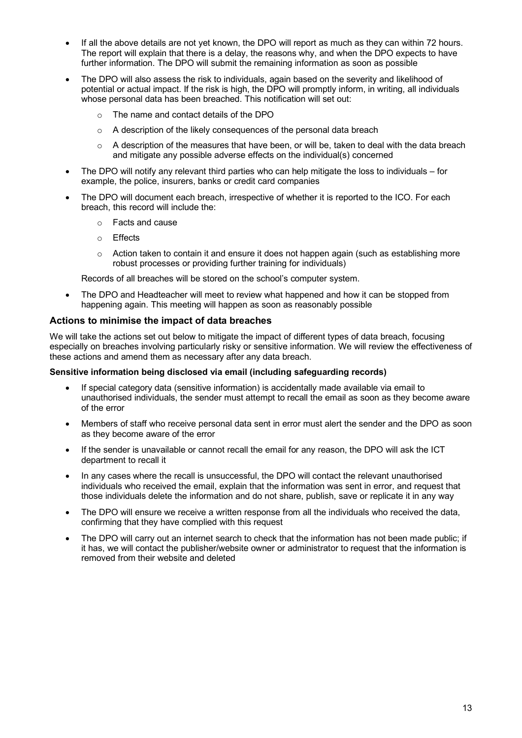- If all the above details are not yet known, the DPO will report as much as they can within 72 hours. The report will explain that there is a delay, the reasons why, and when the DPO expects to have further information. The DPO will submit the remaining information as soon as possible
- The DPO will also assess the risk to individuals, again based on the severity and likelihood of potential or actual impact. If the risk is high, the DPO will promptly inform, in writing, all individuals whose personal data has been breached. This notification will set out:
  - The name and contact details of the DPO
  - A description of the likely consequences of the personal data breach
  - A description of the measures that have been, or will be, taken to deal with the data breach and mitigate any possible adverse effects on the individual(s) concerned
- The DPO will notify any relevant third parties who can help mitigate the loss to individuals – for example, the police, insurers, banks or credit card companies
- The DPO will document each breach, irrespective of whether it is reported to the ICO. For each breach, this record will include the:
  - Facts and cause
  - Effects
  - Action taken to contain it and ensure it does not happen again (such as establishing more robust processes or providing further training for individuals)

  Records of all breaches will be stored on the school's computer system.
- The DPO and Headteacher will meet to review what happened and how it can be stopped from happening again. This meeting will happen as soon as reasonably possible

### Actions to minimise the impact of data breaches

We will take the actions set out below to mitigate the impact of different types of data breach, focusing especially on breaches involving particularly risky or sensitive information. We will review the effectiveness of these actions and amend them as necessary after any data breach.

**Sensitive information being disclosed via email (including safeguarding records)**

- If special category data (sensitive information) is accidentally made available via email to unauthorised individuals, the sender must attempt to recall the email as soon as they become aware of the error
- Members of staff who receive personal data sent in error must alert the sender and the DPO as soon as they become aware of the error
- If the sender is unavailable or cannot recall the email for any reason, the DPO will ask the ICT department to recall it
- In any cases where the recall is unsuccessful, the DPO will contact the relevant unauthorised individuals who received the email, explain that the information was sent in error, and request that those individuals delete the information and do not share, publish, save or replicate it in any way
- The DPO will ensure we receive a written response from all the individuals who received the data, confirming that they have complied with this request
- The DPO will carry out an internet search to check that the information has not been made public; if it has, we will contact the publisher/website owner or administrator to request that the information is removed from their website and deleted